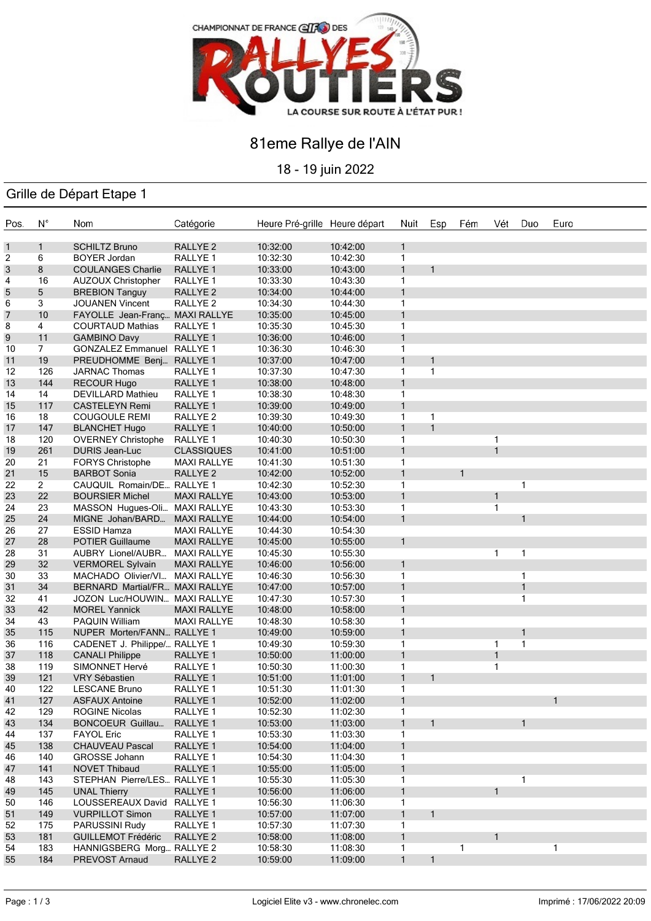CHAMPIONNAT DE FRANCE elf DES RALLYES ROUTIERS

LA COURSE SUR ROUTE À L'ÉTAT PUR !

# 81eme Rallye de l'AIN

18 - 19 juin 2022

## Grille de Départ Etape 1

| Pos. | N° | Nom | Catégorie | Heure Pré-grille | Heure départ | Nuit | Esp | Fém | Vét | Duo | Euro |
|---|---|---|---|---|---|---|---|---|---|---|---|
| 1 | 1 | SCHILTZ Bruno | RALLYE 2 | 10:32:00 | 10:42:00 | 1 | | | | | |
| 2 | 6 | BOYER Jordan | RALLYE 1 | 10:32:30 | 10:42:30 | 1 | | | | | |
| 3 | 8 | COULANGES Charlie | RALLYE 1 | 10:33:00 | 10:43:00 | 1 | 1 | | | | |
| 4 | 16 | AUZOUX Christopher | RALLYE 1 | 10:33:30 | 10:43:30 | 1 | | | | | |
| 5 | 5 | BREBION Tanguy | RALLYE 2 | 10:34:00 | 10:44:00 | 1 | | | | | |
| 6 | 3 | JOUANEN Vincent | RALLYE 2 | 10:34:30 | 10:44:30 | 1 | | | | | |
| 7 | 10 | FAYOLLE Jean-Franç... | MAXI RALLYE | 10:35:00 | 10:45:00 | 1 | | | | | |
| 8 | 4 | COURTAUD Mathias | RALLYE 1 | 10:35:30 | 10:45:30 | 1 | | | | | |
| 9 | 11 | GAMBINO Davy | RALLYE 1 | 10:36:00 | 10:46:00 | 1 | | | | | |
| 10 | 7 | GONZALEZ Emmanuel | RALLYE 1 | 10:36:30 | 10:46:30 | 1 | | | | | |
| 11 | 19 | PREUDHOMME Benj... | RALLYE 1 | 10:37:00 | 10:47:00 | 1 | 1 | | | | |
| 12 | 126 | JARNAC Thomas | RALLYE 1 | 10:37:30 | 10:47:30 | 1 | 1 | | | | |
| 13 | 144 | RECOUR Hugo | RALLYE 1 | 10:38:00 | 10:48:00 | 1 | | | | | |
| 14 | 14 | DEVILLARD Mathieu | RALLYE 1 | 10:38:30 | 10:48:30 | 1 | | | | | |
| 15 | 117 | CASTELEYN Remi | RALLYE 1 | 10:39:00 | 10:49:00 | 1 | | | | | |
| 16 | 18 | COUGOULE REMI | RALLYE 2 | 10:39:30 | 10:49:30 | 1 | 1 | | | | |
| 17 | 147 | BLANCHET Hugo | RALLYE 1 | 10:40:00 | 10:50:00 | 1 | 1 | | | | |
| 18 | 120 | OVERNEY Christophe | RALLYE 1 | 10:40:30 | 10:50:30 | 1 | | | 1 | | |
| 19 | 261 | DURIS Jean-Luc | CLASSIQUES | 10:41:00 | 10:51:00 | 1 | | | 1 | | |
| 20 | 21 | FORYS Christophe | MAXI RALLYE | 10:41:30 | 10:51:30 | 1 | | | | | |
| 21 | 15 | BARBOT Sonia | RALLYE 2 | 10:42:00 | 10:52:00 | 1 | | 1 | | | |
| 22 | 2 | CAUQUIL Romain/DE... | RALLYE 1 | 10:42:30 | 10:52:30 | 1 | | | | 1 | |
| 23 | 22 | BOURSIER Michel | MAXI RALLYE | 10:43:00 | 10:53:00 | 1 | | | 1 | | |
| 24 | 23 | MASSON Hugues-Oli... | MAXI RALLYE | 10:43:30 | 10:53:30 | 1 | | | 1 | | |
| 25 | 24 | MIGNE Johan/BARD... | MAXI RALLYE | 10:44:00 | 10:54:00 | 1 | | | | 1 | |
| 26 | 27 | ESSID Hamza | MAXI RALLYE | 10:44:30 | 10:54:30 | | | | | | |
| 27 | 28 | POTIER Guillaume | MAXI RALLYE | 10:45:00 | 10:55:00 | 1 | | | | | |
| 28 | 31 | AUBRY Lionel/AUBR... | MAXI RALLYE | 10:45:30 | 10:55:30 | | | | 1 | 1 | |
| 29 | 32 | VERMOREL Sylvain | MAXI RALLYE | 10:46:00 | 10:56:00 | 1 | | | | | |
| 30 | 33 | MACHADO Olivier/VI... | MAXI RALLYE | 10:46:30 | 10:56:30 | 1 | | | | 1 | |
| 31 | 34 | BERNARD Martial/FR... | MAXI RALLYE | 10:47:00 | 10:57:00 | 1 | | | | 1 | |
| 32 | 41 | JOZON Luc/HOUWIN... | MAXI RALLYE | 10:47:30 | 10:57:30 | 1 | | | | 1 | |
| 33 | 42 | MOREL Yannick | MAXI RALLYE | 10:48:00 | 10:58:00 | 1 | | | | | |
| 34 | 43 | PAQUIN William | MAXI RALLYE | 10:48:30 | 10:58:30 | 1 | | | | | |
| 35 | 115 | NUPER Morten/FANN... | RALLYE 1 | 10:49:00 | 10:59:00 | 1 | | | | 1 | |
| 36 | 116 | CADENET J. Philippe/... | RALLYE 1 | 10:49:30 | 10:59:30 | 1 | | | 1 | 1 | |
| 37 | 118 | CANALI Philippe | RALLYE 1 | 10:50:00 | 11:00:00 | 1 | | | 1 | | |
| 38 | 119 | SIMONNET Hervé | RALLYE 1 | 10:50:30 | 11:00:30 | 1 | | | 1 | | |
| 39 | 121 | VRY Sébastien | RALLYE 1 | 10:51:00 | 11:01:00 | 1 | 1 | | | | |
| 40 | 122 | LESCANE Bruno | RALLYE 1 | 10:51:30 | 11:01:30 | 1 | | | | | |
| 41 | 127 | ASFAUX Antoine | RALLYE 1 | 10:52:00 | 11:02:00 | 1 | | | | | 1 |
| 42 | 129 | ROGINE Nicolas | RALLYE 1 | 10:52:30 | 11:02:30 | 1 | | | | | |
| 43 | 134 | BONCOEUR Guillau... | RALLYE 1 | 10:53:00 | 11:03:00 | 1 | 1 | | | 1 | |
| 44 | 137 | FAYOL Eric | RALLYE 1 | 10:53:30 | 11:03:30 | 1 | | | | | |
| 45 | 138 | CHAUVEAU Pascal | RALLYE 1 | 10:54:00 | 11:04:00 | 1 | | | | | |
| 46 | 140 | GROSSE Johann | RALLYE 1 | 10:54:30 | 11:04:30 | 1 | | | | | |
| 47 | 141 | NOVET Thibaud | RALLYE 1 | 10:55:00 | 11:05:00 | 1 | | | | | |
| 48 | 143 | STEPHAN Pierre/LES... | RALLYE 1 | 10:55:30 | 11:05:30 | 1 | | | | 1 | |
| 49 | 145 | UNAL Thierry | RALLYE 1 | 10:56:00 | 11:06:00 | 1 | | | 1 | | |
| 50 | 146 | LOUSSEREAUX David | RALLYE 1 | 10:56:30 | 11:06:30 | 1 | | | | | |
| 51 | 149 | VURPILLOT Simon | RALLYE 1 | 10:57:00 | 11:07:00 | 1 | 1 | | | | |
| 52 | 175 | PARUSSINI Rudy | RALLYE 1 | 10:57:30 | 11:07:30 | 1 | | | | | |
| 53 | 181 | GUILLEMOT Frédéric | RALLYE 2 | 10:58:00 | 11:08:00 | 1 | | | 1 | | |
| 54 | 183 | HANNIGSBERG Morg... | RALLYE 2 | 10:58:30 | 11:08:30 | 1 | | 1 | | | 1 |
| 55 | 184 | PREVOST Arnaud | RALLYE 2 | 10:59:00 | 11:09:00 | 1 | 1 | | | | |

Logiciel Elite v3 - www.chronelec.com

Imprimé : 17/06/2022 20:09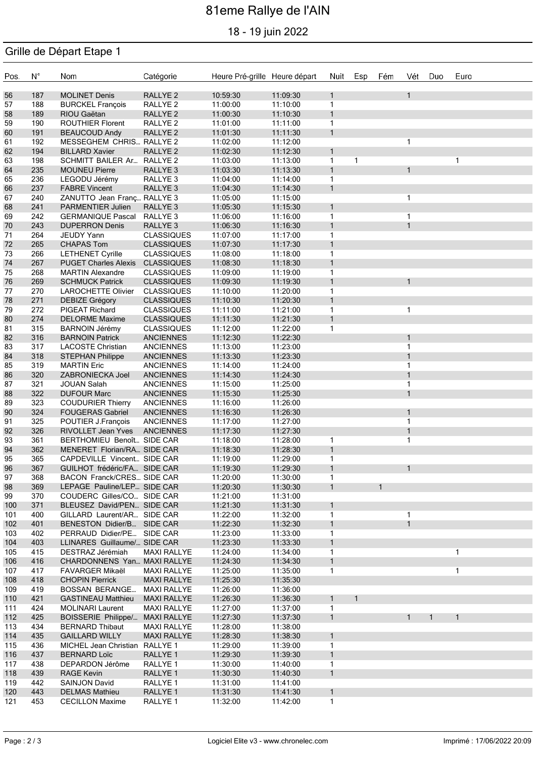# 81eme Rallye de l'AIN

18 - 19 juin 2022

## Grille de Départ Etape 1

| Pos. | N° | Nom | Catégorie | Heure Pré-grille | Heure départ | Nuit | Esp | Fém | Vét | Duo | Euro |
|---|---|---|---|---|---|---|---|---|---|---|---|
| 56 | 187 | MOLINET Denis | RALLYE 2 | 10:59:30 | 11:09:30 | 1 | | | 1 | | |
| 57 | 188 | BURCKEL François | RALLYE 2 | 11:00:00 | 11:10:00 | 1 | | | | | |
| 58 | 189 | RIOU Gaëtan | RALLYE 2 | 11:00:30 | 11:10:30 | 1 | | | | | |
| 59 | 190 | ROUTHIER Florent | RALLYE 2 | 11:01:00 | 11:11:00 | 1 | | | | | |
| 60 | 191 | BEAUCOUD Andy | RALLYE 2 | 11:01:30 | 11:11:30 | 1 | | | | | |
| 61 | 192 | MESSEGHEM CHRIS... | RALLYE 2 | 11:02:00 | 11:12:00 | | | | 1 | | |
| 62 | 194 | BILLARD Xavier | RALLYE 2 | 11:02:30 | 11:12:30 | 1 | | | | | |
| 63 | 198 | SCHMITT BAILER Ar... | RALLYE 2 | 11:03:00 | 11:13:00 | 1 | 1 | | | | 1 |
| 64 | 235 | MOUNEU Pierre | RALLYE 3 | 11:03:30 | 11:13:30 | 1 | | | 1 | | |
| 65 | 236 | LEGODU Jérémy | RALLYE 3 | 11:04:00 | 11:14:00 | 1 | | | | | |
| 66 | 237 | FABRE Vincent | RALLYE 3 | 11:04:30 | 11:14:30 | 1 | | | | | |
| 67 | 240 | ZANUTTO Jean Franç... | RALLYE 3 | 11:05:00 | 11:15:00 | | | | 1 | | |
| 68 | 241 | PARMENTIER Julien | RALLYE 3 | 11:05:30 | 11:15:30 | 1 | | | | | |
| 69 | 242 | GERMANIQUE Pascal | RALLYE 3 | 11:06:00 | 11:16:00 | 1 | | | 1 | | |
| 70 | 243 | DUPERRON Denis | RALLYE 3 | 11:06:30 | 11:16:30 | 1 | | | 1 | | |
| 71 | 264 | JEUDY Yann | CLASSIQUES | 11:07:00 | 11:17:00 | 1 | | | | | |
| 72 | 265 | CHAPAS Tom | CLASSIQUES | 11:07:30 | 11:17:30 | 1 | | | | | |
| 73 | 266 | LETHENET Cyrille | CLASSIQUES | 11:08:00 | 11:18:00 | 1 | | | | | |
| 74 | 267 | PUGET Charles Alexis | CLASSIQUES | 11:08:30 | 11:18:30 | 1 | | | | | |
| 75 | 268 | MARTIN Alexandre | CLASSIQUES | 11:09:00 | 11:19:00 | 1 | | | | | |
| 76 | 269 | SCHMUCK Patrick | CLASSIQUES | 11:09:30 | 11:19:30 | 1 | | | 1 | | |
| 77 | 270 | LAROCHETTE Olivier | CLASSIQUES | 11:10:00 | 11:20:00 | 1 | | | | | |
| 78 | 271 | DEBIZE Grégory | CLASSIQUES | 11:10:30 | 11:20:30 | 1 | | | | | |
| 79 | 272 | PIGEAT Richard | CLASSIQUES | 11:11:00 | 11:21:00 | 1 | | | 1 | | |
| 80 | 274 | DELORME Maxime | CLASSIQUES | 11:11:30 | 11:21:30 | 1 | | | | | |
| 81 | 315 | BARNOIN Jérémy | CLASSIQUES | 11:12:00 | 11:22:00 | 1 | | | | | |
| 82 | 316 | BARNOIN Patrick | ANCIENNES | 11:12:30 | 11:22:30 | | | | 1 | | |
| 83 | 317 | LACOSTE Christian | ANCIENNES | 11:13:00 | 11:23:00 | | | | 1 | | |
| 84 | 318 | STEPHAN Philippe | ANCIENNES | 11:13:30 | 11:23:30 | | | | 1 | | |
| 85 | 319 | MARTIN Eric | ANCIENNES | 11:14:00 | 11:24:00 | | | | 1 | | |
| 86 | 320 | ZABRONIECKA Joel | ANCIENNES | 11:14:30 | 11:24:30 | | | | 1 | | |
| 87 | 321 | JOUAN Salah | ANCIENNES | 11:15:00 | 11:25:00 | | | | 1 | | |
| 88 | 322 | DUFOUR Marc | ANCIENNES | 11:15:30 | 11:25:30 | | | | 1 | | |
| 89 | 323 | COUDURIER Thierry | ANCIENNES | 11:16:00 | 11:26:00 | | | | | | |
| 90 | 324 | FOUGERAS Gabriel | ANCIENNES | 11:16:30 | 11:26:30 | | | | 1 | | |
| 91 | 325 | POUTIER J.François | ANCIENNES | 11:17:00 | 11:27:00 | | | | 1 | | |
| 92 | 326 | RIVOLLET Jean Yves | ANCIENNES | 11:17:30 | 11:27:30 | | | | 1 | | |
| 93 | 361 | BERTHOMIEU Benoît... | SIDE CAR | 11:18:00 | 11:28:00 | 1 | | | 1 | | |
| 94 | 362 | MENERET Florian/RA... | SIDE CAR | 11:18:30 | 11:28:30 | 1 | | | | | |
| 95 | 365 | CAPDEVILLE Vincent... | SIDE CAR | 11:19:00 | 11:29:00 | 1 | | | | | |
| 96 | 367 | GUILHOT frédéric/FA... | SIDE CAR | 11:19:30 | 11:29:30 | 1 | | | 1 | | |
| 97 | 368 | BACON Franck/CRES... | SIDE CAR | 11:20:00 | 11:30:00 | 1 | | | | | |
| 98 | 369 | LEPAGE Pauline/LEP... | SIDE CAR | 11:20:30 | 11:30:30 | 1 | | 1 | | | |
| 99 | 370 | COUDERC Gilles/CO... | SIDE CAR | 11:21:00 | 11:31:00 | | | | | | |
| 100 | 371 | BLEUSEZ David/PEN... | SIDE CAR | 11:21:30 | 11:31:30 | 1 | | | | | |
| 101 | 400 | GILLARD Laurent/AR... | SIDE CAR | 11:22:00 | 11:32:00 | 1 | | | 1 | | |
| 102 | 401 | BENESTON Didier/B... | SIDE CAR | 11:22:30 | 11:32:30 | 1 | | | 1 | | |
| 103 | 402 | PERRAUD Didier/PE... | SIDE CAR | 11:23:00 | 11:33:00 | 1 | | | | | |
| 104 | 403 | LLINARES Guillaume/... | SIDE CAR | 11:23:30 | 11:33:30 | 1 | | | | | |
| 105 | 415 | DESTRAZ Jérémiah | MAXI RALLYE | 11:24:00 | 11:34:00 | 1 | | | | | 1 |
| 106 | 416 | CHARDONNENS Yan... | MAXI RALLYE | 11:24:30 | 11:34:30 | 1 | | | | | |
| 107 | 417 | FAVARGER Mikaël | MAXI RALLYE | 11:25:00 | 11:35:00 | 1 | | | | | 1 |
| 108 | 418 | CHOPIN Pierrick | MAXI RALLYE | 11:25:30 | 11:35:30 | | | | | | |
| 109 | 419 | BOSSAN BERANGE... | MAXI RALLYE | 11:26:00 | 11:36:00 | | | | | | |
| 110 | 421 | GASTINEAU Matthieu | MAXI RALLYE | 11:26:30 | 11:36:30 | 1 | 1 | | | | |
| 111 | 424 | MOLINARI Laurent | MAXI RALLYE | 11:27:00 | 11:37:00 | 1 | | | | | |
| 112 | 425 | BOISSERIE Philippe/... | MAXI RALLYE | 11:27:30 | 11:37:30 | 1 | | | 1 | 1 | 1 |
| 113 | 434 | BERNARD Thibaut | MAXI RALLYE | 11:28:00 | 11:38:00 | | | | | | |
| 114 | 435 | GAILLARD WILLY | MAXI RALLYE | 11:28:30 | 11:38:30 | 1 | | | | | |
| 115 | 436 | MICHEL Jean Christian | RALLYE 1 | 11:29:00 | 11:39:00 | 1 | | | | | |
| 116 | 437 | BERNARD Loïc | RALLYE 1 | 11:29:30 | 11:39:30 | 1 | | | | | |
| 117 | 438 | DEPARDON Jérôme | RALLYE 1 | 11:30:00 | 11:40:00 | 1 | | | | | |
| 118 | 439 | RAGE Kevin | RALLYE 1 | 11:30:30 | 11:40:30 | 1 | | | | | |
| 119 | 442 | SAINJON David | RALLYE 1 | 11:31:00 | 11:41:00 | | | | | | |
| 120 | 443 | DELMAS Mathieu | RALLYE 1 | 11:31:30 | 11:41:30 | 1 | | | | | |
| 121 | 453 | CECILLON Maxime | RALLYE 1 | 11:32:00 | 11:42:00 | 1 | | | | | |

Logiciel Elite v3 - www.chronelec.com

Imprimé : 17/06/2022 20:09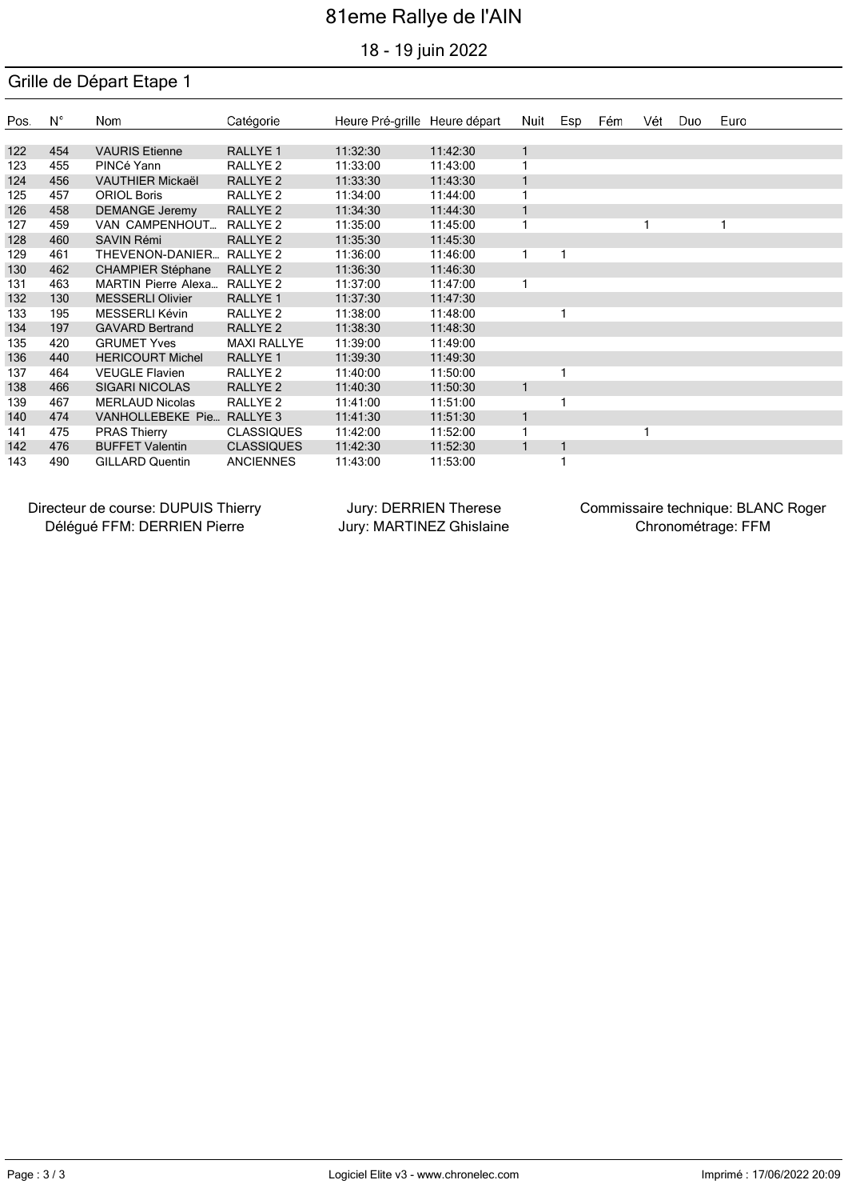# 81eme Rallye de l'AIN

18 - 19 juin 2022

## Grille de Départ Etape 1

| Pos. | N° | Nom | Catégorie | Heure Pré-grille | Heure départ | Nuit | Esp | Fém | Vét | Duo | Euro |
|---|---|---|---|---|---|---|---|---|---|---|---|
| 122 | 454 | VAURIS Etienne | RALLYE 1 | 11:32:30 | 11:42:30 | 1 | | | | | |
| 123 | 455 | PINCé Yann | RALLYE 2 | 11:33:00 | 11:43:00 | 1 | | | | | |
| 124 | 456 | VAUTHIER Mickaël | RALLYE 2 | 11:33:30 | 11:43:30 | 1 | | | | | |
| 125 | 457 | ORIOL Boris | RALLYE 2 | 11:34:00 | 11:44:00 | 1 | | | | | |
| 126 | 458 | DEMANGE Jeremy | RALLYE 2 | 11:34:30 | 11:44:30 | 1 | | | | | |
| 127 | 459 | VAN CAMPENHOUT... | RALLYE 2 | 11:35:00 | 11:45:00 | 1 | | | 1 | | 1 |
| 128 | 460 | SAVIN Rémi | RALLYE 2 | 11:35:30 | 11:45:30 | | | | | | |
| 129 | 461 | THEVENON-DANIER... | RALLYE 2 | 11:36:00 | 11:46:00 | 1 | 1 | | | | |
| 130 | 462 | CHAMPIER Stéphane | RALLYE 2 | 11:36:30 | 11:46:30 | | | | | | |
| 131 | 463 | MARTIN Pierre Alexa... | RALLYE 2 | 11:37:00 | 11:47:00 | 1 | | | | | |
| 132 | 130 | MESSERLI Olivier | RALLYE 1 | 11:37:30 | 11:47:30 | | | | | | |
| 133 | 195 | MESSERLI Kévin | RALLYE 2 | 11:38:00 | 11:48:00 | | 1 | | | | |
| 134 | 197 | GAVARD Bertrand | RALLYE 2 | 11:38:30 | 11:48:30 | | | | | | |
| 135 | 420 | GRUMET Yves | MAXI RALLYE | 11:39:00 | 11:49:00 | | | | | | |
| 136 | 440 | HERICOURT Michel | RALLYE 1 | 11:39:30 | 11:49:30 | | | | | | |
| 137 | 464 | VEUGLE Flavien | RALLYE 2 | 11:40:00 | 11:50:00 | | 1 | | | | |
| 138 | 466 | SIGARI NICOLAS | RALLYE 2 | 11:40:30 | 11:50:30 | 1 | | | | | |
| 139 | 467 | MERLAUD Nicolas | RALLYE 2 | 11:41:00 | 11:51:00 | | 1 | | | | |
| 140 | 474 | VANHOLLEBEKE Pie... | RALLYE 3 | 11:41:30 | 11:51:30 | 1 | | | | | |
| 141 | 475 | PRAS Thierry | CLASSIQUES | 11:42:00 | 11:52:00 | 1 | | | 1 | | |
| 142 | 476 | BUFFET Valentin | CLASSIQUES | 11:42:30 | 11:52:30 | 1 | 1 | | | | |
| 143 | 490 | GILLARD Quentin | ANCIENNES | 11:43:00 | 11:53:00 | | 1 | | | | |

Directeur de course: DUPUIS Thierry
Délégué FFM: DERRIEN Pierre

Jury: DERRIEN Therese
Jury: MARTINEZ Ghislaine

Commissaire technique: BLANC Roger
Chronométrage: FFM

Logiciel Elite v3 - www.chronelec.com

Imprimé : 17/06/2022 20:09